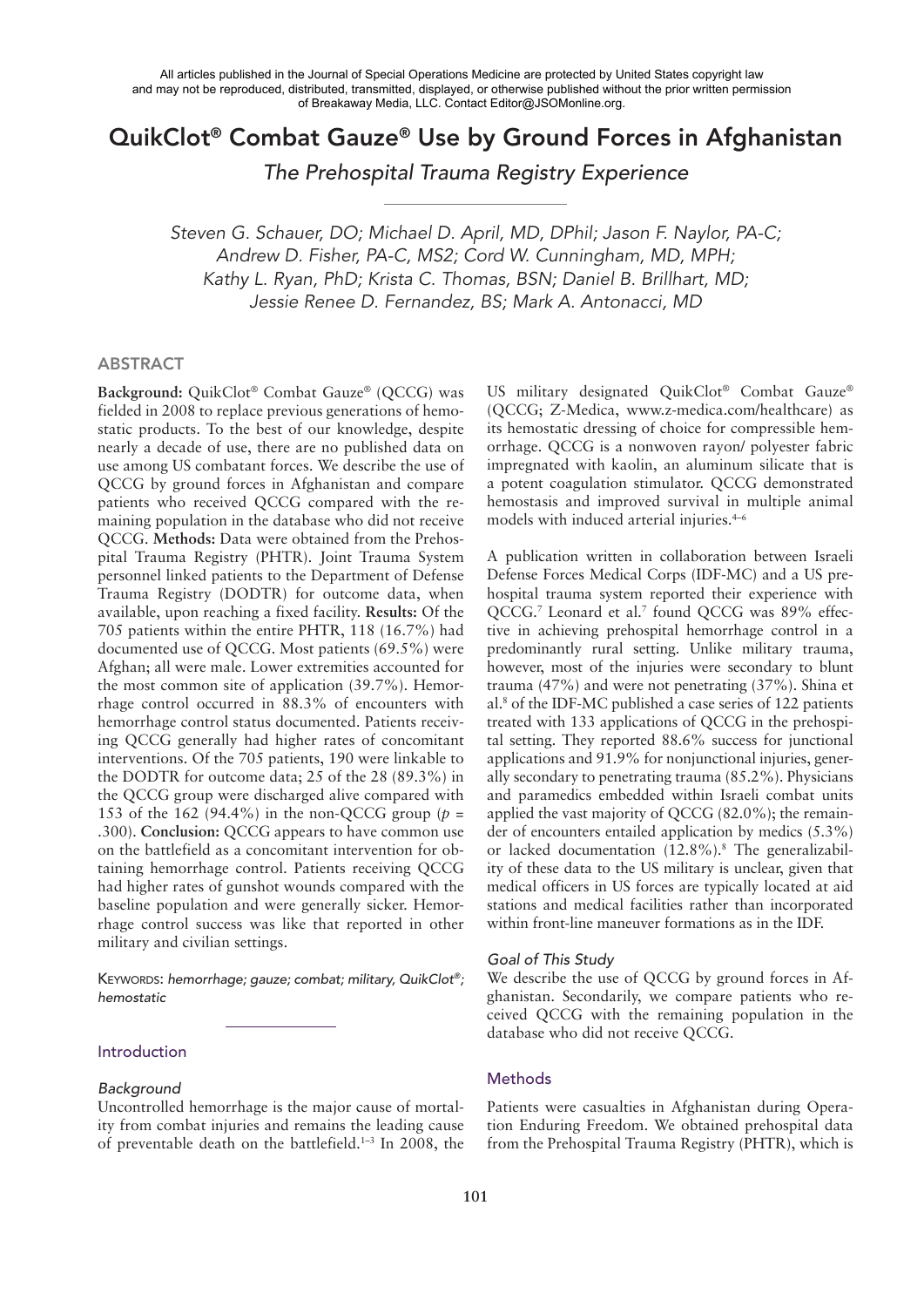All articles published in the Journal of Special Operations Medicine are protected by United States copyright law and may not be reproduced, distributed, transmitted, displayed, or otherwise published without the prior written permission of Breakaway Media, LLC. Contact Editor@JSOMonline.org.

# QuikClot® Combat Gauze® Use by Ground Forces in Afghanistan

*The Prehospital Trauma Registry Experience*

*Steven G. Schauer, DO; Michael D. April, MD, DPhil; Jason F. Naylor, PA-C; Andrew D. Fisher, PA-C, MS2; Cord W. Cunningham, MD, MPH; Kathy L. Ryan, PhD; Krista C. Thomas, BSN; Daniel B. Brillhart, MD; Jessie Renee D. Fernandez, BS; Mark A. Antonacci, MD*

## ABSTRACT

**Background:** QuikClot® Combat Gauze® (QCCG) was fielded in 2008 to replace previous generations of hemostatic products. To the best of our knowledge, despite nearly a decade of use, there are no published data on use among US combatant forces. We describe the use of QCCG by ground forces in Afghanistan and compare patients who received QCCG compared with the remaining population in the database who did not receive QCCG. **Methods:** Data were obtained from the Prehospital Trauma Registry (PHTR). Joint Trauma System personnel linked patients to the Department of Defense Trauma Registry (DODTR) for outcome data, when available, upon reaching a fixed facility. **Results:** Of the 705 patients within the entire PHTR, 118 (16.7%) had documented use of QCCG. Most patients (69.5%) were Afghan; all were male. Lower extremities accounted for the most common site of application (39.7%). Hemorrhage control occurred in 88.3% of encounters with hemorrhage control status documented. Patients receiving QCCG generally had higher rates of concomitant interventions. Of the 705 patients, 190 were linkable to the DODTR for outcome data; 25 of the 28 (89.3%) in the QCCG group were discharged alive compared with 153 of the 162 (94.4%) in the non-QCCG group ($p$ = .300). **Conclusion:** QCCG appears to have common use on the battlefield as a concomitant intervention for obtaining hemorrhage control. Patients receiving QCCG had higher rates of gunshot wounds compared with the baseline population and were generally sicker. Hemorrhage control success was like that reported in other military and civilian settings.

Keywords: *hemorrhage; gauze; combat; military, QuikClot®; hemostatic*

## Introduction

### Background

Uncontrolled hemorrhage is the major cause of mortality from combat injuries and remains the leading cause of preventable death on the battlefield.[1–3] In 2008, the US military designated QuikClot® Combat Gauze® (QCCG; Z-Medica, www.z-medica.com/healthcare) as its hemostatic dressing of choice for compressible hemorrhage. QCCG is a nonwoven rayon/ polyester fabric impregnated with kaolin, an aluminum silicate that is a potent coagulation stimulator. QCCG demonstrated hemostasis and improved survival in multiple animal models with induced arterial injuries.[4–6]

A publication written in collaboration between Israeli Defense Forces Medical Corps (IDF-MC) and a US prehospital trauma system reported their experience with QCCG.[7] Leonard et al.[7] found QCCG was 89% effective in achieving prehospital hemorrhage control in a predominantly rural setting. Unlike military trauma, however, most of the injuries were secondary to blunt trauma (47%) and were not penetrating (37%). Shina et al.[8] of the IDF-MC published a case series of 122 patients treated with 133 applications of QCCG in the prehospital setting. They reported 88.6% success for junctional applications and 91.9% for nonjunctional injuries, generally secondary to penetrating trauma (85.2%). Physicians and paramedics embedded within Israeli combat units applied the vast majority of QCCG (82.0%); the remainder of encounters entailed application by medics (5.3%) or lacked documentation (12.8%).[8] The generalizability of these data to the US military is unclear, given that medical officers in US forces are typically located at aid stations and medical facilities rather than incorporated within front-line maneuver formations as in the IDF.

### Goal of This Study

We describe the use of QCCG by ground forces in Afghanistan. Secondarily, we compare patients who received QCCG with the remaining population in the database who did not receive QCCG.

## Methods

Patients were casualties in Afghanistan during Operation Enduring Freedom. We obtained prehospital data from the Prehospital Trauma Registry (PHTR), which is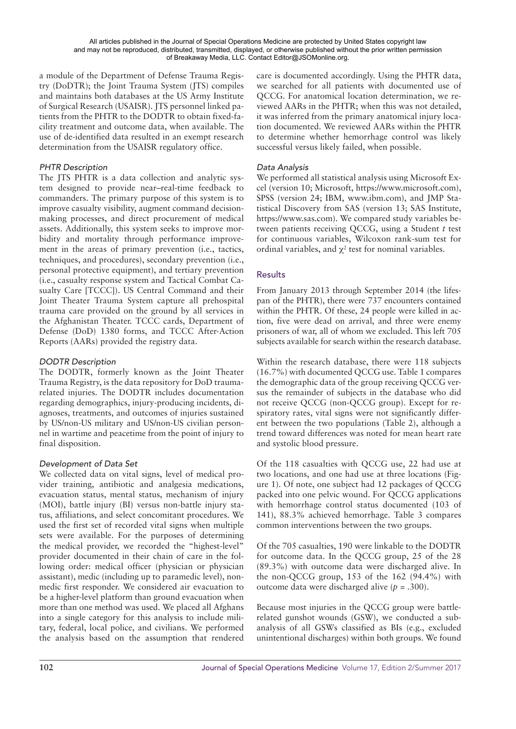a module of the Department of Defense Trauma Registry (DoDTR); the Joint Trauma System (JTS) compiles and maintains both databases at the US Army Institute of Surgical Research (USAISR). JTS personnel linked patients from the PHTR to the DODTR to obtain fixed-facility treatment and outcome data, when available. The use of de-identified data resulted in an exempt research determination from the USAISR regulatory office.

### *PHTR Description*

The JTS PHTR is a data collection and analytic system designed to provide near–real-time feedback to commanders. The primary purpose of this system is to improve casualty visibility, augment command decision-making processes, and direct procurement of medical assets. Additionally, this system seeks to improve morbidity and mortality through performance improvement in the areas of primary prevention (i.e., tactics, techniques, and procedures), secondary prevention (i.e., personal protective equipment), and tertiary prevention (i.e., casualty response system and Tactical Combat Casualty Care [TCCC]). US Central Command and their Joint Theater Trauma System capture all prehospital trauma care provided on the ground by all services in the Afghanistan Theater. TCCC cards, Department of Defense (DoD) 1380 forms, and TCCC After-Action Reports (AARs) provided the registry data.

### *DODTR Description*

The DODTR, formerly known as the Joint Theater Trauma Registry, is the data repository for DoD trauma-related injuries. The DODTR includes documentation regarding demographics, injury-producing incidents, diagnoses, treatments, and outcomes of injuries sustained by US/non-US military and US/non-US civilian personnel in wartime and peacetime from the point of injury to final disposition.

### *Development of Data Set*

We collected data on vital signs, level of medical provider training, antibiotic and analgesia medications, evacuation status, mental status, mechanism of injury (MOI), battle injury (BI) versus non-battle injury status, affiliations, and select concomitant procedures. We used the first set of recorded vital signs when multiple sets were available. For the purposes of determining the medical provider, we recorded the "highest-level" provider documented in their chain of care in the following order: medical officer (physician or physician assistant), medic (including up to paramedic level), nonmedic first responder. We considered air evacuation to be a higher-level platform than ground evacuation when more than one method was used. We placed all Afghans into a single category for this analysis to include military, federal, local police, and civilians. We performed the analysis based on the assumption that rendered care is documented accordingly. Using the PHTR data, we searched for all patients with documented use of QCCG. For anatomical location determination, we reviewed AARs in the PHTR; when this was not detailed, it was inferred from the primary anatomical injury location documented. We reviewed AARs within the PHTR to determine whether hemorrhage control was likely successful versus likely failed, when possible.

### *Data Analysis*

We performed all statistical analysis using Microsoft Excel (version 10; Microsoft, https://www.microsoft.com), SPSS (version 24; IBM, www.ibm.com), and JMP Statistical Discovery from SAS (version 13; SAS Institute, https://www.sas.com). We compared study variables between patients receiving QCCG, using a Student *t* test for continuous variables, Wilcoxon rank-sum test for ordinal variables, and $\chi^2$ test for nominal variables.

## Results

From January 2013 through September 2014 (the lifespan of the PHTR), there were 737 encounters contained within the PHTR. Of these, 24 people were killed in action, five were dead on arrival, and three were enemy prisoners of war, all of whom we excluded. This left 705 subjects available for search within the research database.

Within the research database, there were 118 subjects (16.7%) with documented QCCG use. Table 1 compares the demographic data of the group receiving QCCG versus the remainder of subjects in the database who did not receive QCCG (non-QCCG group). Except for respiratory rates, vital signs were not significantly different between the two populations (Table 2), although a trend toward differences was noted for mean heart rate and systolic blood pressure.

Of the 118 casualties with QCCG use, 22 had use at two locations, and one had use at three locations (Figure 1). Of note, one subject had 12 packages of QCCG packed into one pelvic wound. For QCCG applications with hemorrhage control status documented (103 of 141), 88.3% achieved hemorrhage. Table 3 compares common interventions between the two groups.

Of the 705 casualties, 190 were linkable to the DODTR for outcome data. In the QCCG group, 25 of the 28 (89.3%) with outcome data were discharged alive. In the non-QCCG group, 153 of the 162 (94.4%) with outcome data were discharged alive ($p = .300$).

Because most injuries in the QCCG group were battle-related gunshot wounds (GSW), we conducted a subanalysis of all GSWs classified as BIs (e.g., excluded unintentional discharges) within both groups. We found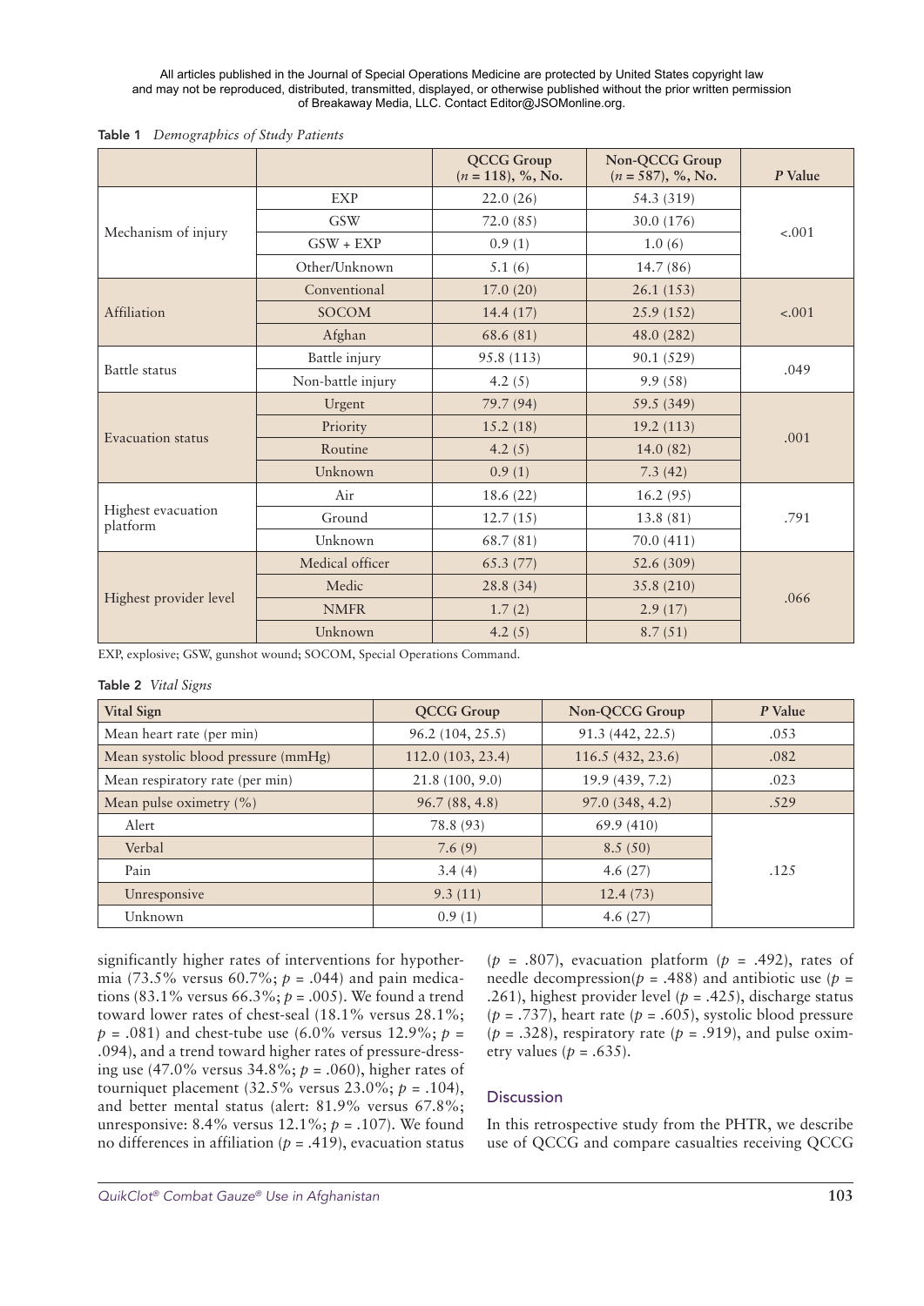Table 1 *Demographics of Study Patients*

| | | QCCG Group ($n$ = 118), %, No. | Non-QCCG Group ($n$ = 587), %, No. | *P* Value |
|---|---|---|---|---|
| Mechanism of injury | EXP | 22.0 (26) | 54.3 (319) | <.001 |
| | GSW | 72.0 (85) | 30.0 (176) | |
| | GSW + EXP | 0.9 (1) | 1.0 (6) | |
| | Other/Unknown | 5.1 (6) | 14.7 (86) | |
| Affiliation | Conventional | 17.0 (20) | 26.1 (153) | <.001 |
| | SOCOM | 14.4 (17) | 25.9 (152) | |
| | Afghan | 68.6 (81) | 48.0 (282) | |
| Battle status | Battle injury | 95.8 (113) | 90.1 (529) | .049 |
| | Non-battle injury | 4.2 (5) | 9.9 (58) | |
| Evacuation status | Urgent | 79.7 (94) | 59.5 (349) | .001 |
| | Priority | 15.2 (18) | 19.2 (113) | |
| | Routine | 4.2 (5) | 14.0 (82) | |
| | Unknown | 0.9 (1) | 7.3 (42) | |
| Highest evacuation platform | Air | 18.6 (22) | 16.2 (95) | .791 |
| | Ground | 12.7 (15) | 13.8 (81) | |
| | Unknown | 68.7 (81) | 70.0 (411) | |
| Highest provider level | Medical officer | 65.3 (77) | 52.6 (309) | .066 |
| | Medic | 28.8 (34) | 35.8 (210) | |
| | NMFR | 1.7 (2) | 2.9 (17) | |
| | Unknown | 4.2 (5) | 8.7 (51) | |

EXP, explosive; GSW, gunshot wound; SOCOM, Special Operations Command.

Table 2 *Vital Signs*

| Vital Sign | QCCG Group | Non-QCCG Group | *P* Value |
|---|---|---|---|
| Mean heart rate (per min) | 96.2 (104, 25.5) | 91.3 (442, 22.5) | .053 |
| Mean systolic blood pressure (mmHg) | 112.0 (103, 23.4) | 116.5 (432, 23.6) | .082 |
| Mean respiratory rate (per min) | 21.8 (100, 9.0) | 19.9 (439, 7.2) | .023 |
| Mean pulse oximetry (%) | 96.7 (88, 4.8) | 97.0 (348, 4.2) | .529 |
| Alert | 78.8 (93) | 69.9 (410) | .125 |
| Verbal | 7.6 (9) | 8.5 (50) | |
| Pain | 3.4 (4) | 4.6 (27) | |
| Unresponsive | 9.3 (11) | 12.4 (73) | |
| Unknown | 0.9 (1) | 4.6 (27) | |

significantly higher rates of interventions for hypothermia (73.5% versus 60.7%; $p$ = .044) and pain medications (83.1% versus 66.3%; $p$ = .005). We found a trend toward lower rates of chest-seal (18.1% versus 28.1%; $p$ = .081) and chest-tube use (6.0% versus 12.9%; $p$ = .094), and a trend toward higher rates of pressure-dressing use (47.0% versus 34.8%; $p$ = .060), higher rates of tourniquet placement (32.5% versus 23.0%; $p$ = .104), and better mental status (alert: 81.9% versus 67.8%; unresponsive: 8.4% versus 12.1%; $p$ = .107). We found no differences in affiliation ($p$ = .419), evacuation status ($p$ = .807), evacuation platform ($p$ = .492), rates of needle decompression($p$ = .488) and antibiotic use ($p$ = .261), highest provider level ($p$ = .425), discharge status ($p$ = .737), heart rate ($p$ = .605), systolic blood pressure ($p$ = .328), respiratory rate ($p$ = .919), and pulse oximetry values ($p$ = .635).

## Discussion

In this retrospective study from the PHTR, we describe use of QCCG and compare casualties receiving QCCG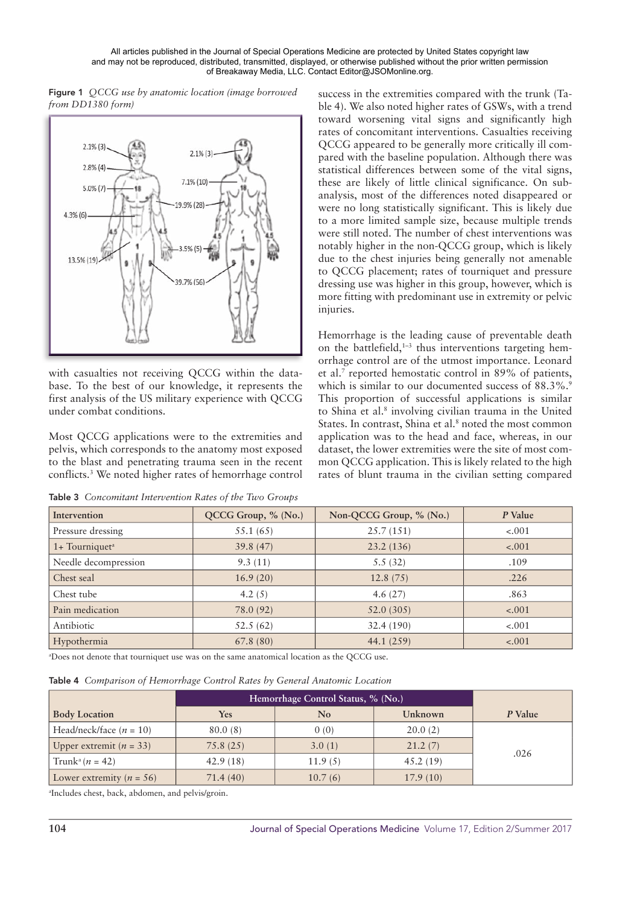**Figure 1** *QCCG use by anatomic location (image borrowed from DD1380 form)*

with casualties not receiving QCCG within the database. To the best of our knowledge, it represents the first analysis of the US military experience with QCCG under combat conditions.

Most QCCG applications were to the extremities and pelvis, which corresponds to the anatomy most exposed to the blast and penetrating trauma seen in the recent conflicts.[3] We noted higher rates of hemorrhage control success in the extremities compared with the trunk (Table 4). We also noted higher rates of GSWs, with a trend toward worsening vital signs and significantly high rates of concomitant interventions. Casualties receiving QCCG appeared to be generally more critically ill compared with the baseline population. Although there was statistical differences between some of the vital signs, these are likely of little clinical significance. On subanalysis, most of the differences noted disappeared or were no long statistically significant. This is likely due to a more limited sample size, because multiple trends were still noted. The number of chest interventions was notably higher in the non-QCCG group, which is likely due to the chest injuries being generally not amenable to QCCG placement; rates of tourniquet and pressure dressing use was higher in this group, however, which is more fitting with predominant use in extremity or pelvic injuries.

Hemorrhage is the leading cause of preventable death on the battlefield,[1–3] thus interventions targeting hemorrhage control are of the utmost importance. Leonard et al.[7] reported hemostatic control in 89% of patients, which is similar to our documented success of 88.3%.[9] This proportion of successful applications is similar to Shina et al.[8] involving civilian trauma in the United States. In contrast, Shina et al.[8] noted the most common application was to the head and face, whereas, in our dataset, the lower extremities were the site of most common QCCG application. This is likely related to the high rates of blunt trauma in the civilian setting compared

**Table 3** *Concomitant Intervention Rates of the Two Groups*

| Intervention | QCCG Group, % (No.) | Non-QCCG Group, % (No.) | *P* Value |
|---|---|---|---|
| Pressure dressing | 55.1 (65) | 25.7 (151) | <.001 |
| 1+ Tourniquet[a] | 39.8 (47) | 23.2 (136) | <.001 |
| Needle decompression | 9.3 (11) | 5.5 (32) | .109 |
| Chest seal | 16.9 (20) | 12.8 (75) | .226 |
| Chest tube | 4.2 (5) | 4.6 (27) | .863 |
| Pain medication | 78.0 (92) | 52.0 (305) | <.001 |
| Antibiotic | 52.5 (62) | 32.4 (190) | <.001 |
| Hypothermia | 67.8 (80) | 44.1 (259) | <.001 |

[a]Does not denote that tourniquet use was on the same anatomical location as the QCCG use.

**Table 4** *Comparison of Hemorrhage Control Rates by General Anatomic Location*

| | Hemorrhage Control Status, % (No.) | | | |
|---|---|---|---|---|
| Body Location | Yes | No | Unknown | *P* Value |
| Head/neck/face ($n$ = 10) | 80.0 (8) | 0 (0) | 20.0 (2) | .026 |
| Upper extremit ($n$ = 33) | 75.8 (25) | 3.0 (1) | 21.2 (7) | |
| Trunk[a] ($n$ = 42) | 42.9 (18) | 11.9 (5) | 45.2 (19) | |
| Lower extremity ($n$ = 56) | 71.4 (40) | 10.7 (6) | 17.9 (10) | |

[a]Includes chest, back, abdomen, and pelvis/groin.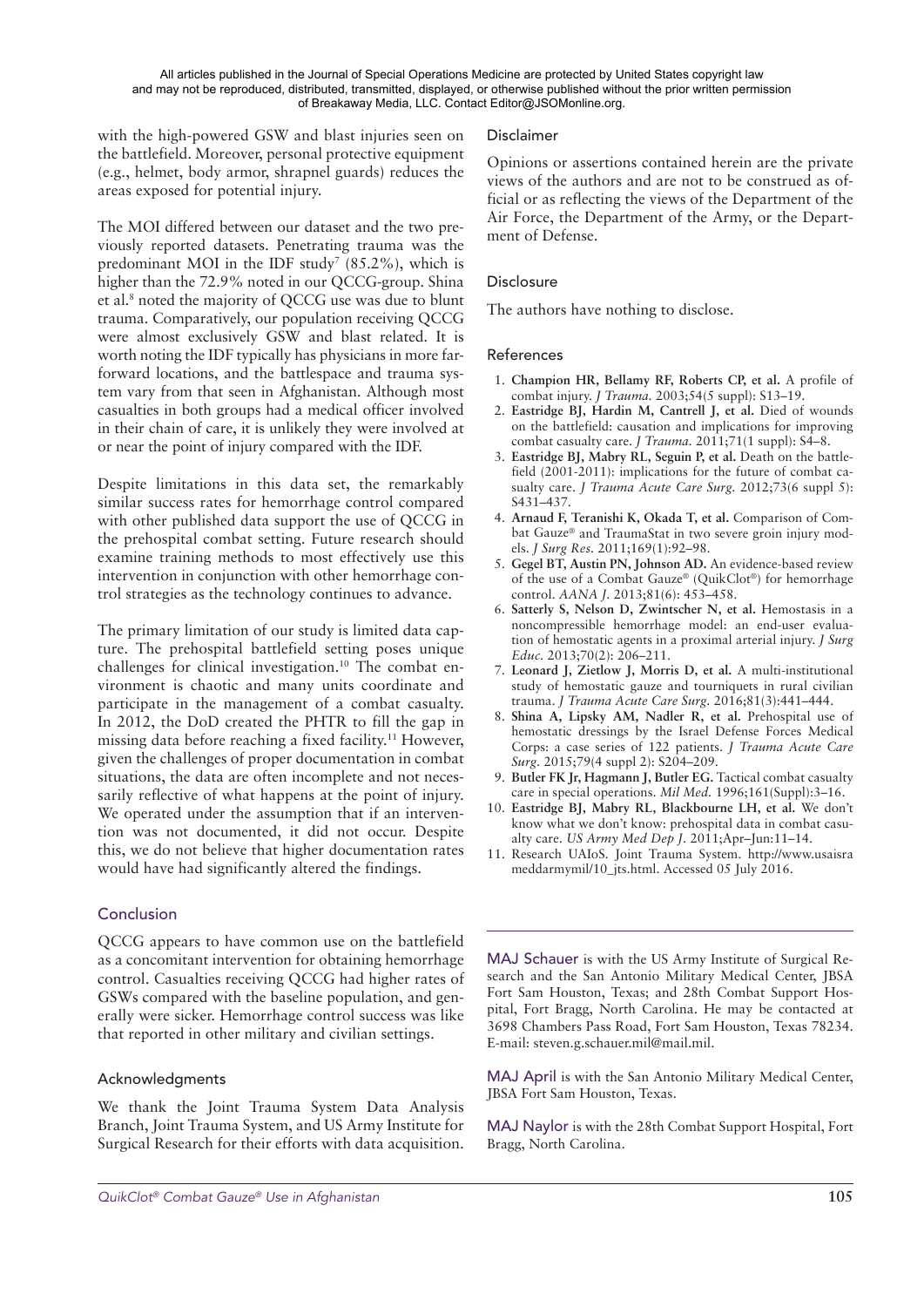with the high-powered GSW and blast injuries seen on the battlefield. Moreover, personal protective equipment (e.g., helmet, body armor, shrapnel guards) reduces the areas exposed for potential injury.

The MOI differed between our dataset and the two previously reported datasets. Penetrating trauma was the predominant MOI in the IDF study[7] (85.2%), which is higher than the 72.9% noted in our QCCG-group. Shina et al.[8] noted the majority of QCCG use was due to blunt trauma. Comparatively, our population receiving QCCG were almost exclusively GSW and blast related. It is worth noting the IDF typically has physicians in more far-forward locations, and the battlespace and trauma system vary from that seen in Afghanistan. Although most casualties in both groups had a medical officer involved in their chain of care, it is unlikely they were involved at or near the point of injury compared with the IDF.

Despite limitations in this data set, the remarkably similar success rates for hemorrhage control compared with other published data support the use of QCCG in the prehospital combat setting. Future research should examine training methods to most effectively use this intervention in conjunction with other hemorrhage control strategies as the technology continues to advance.

The primary limitation of our study is limited data capture. The prehospital battlefield setting poses unique challenges for clinical investigation.[10] The combat environment is chaotic and many units coordinate and participate in the management of a combat casualty. In 2012, the DoD created the PHTR to fill the gap in missing data before reaching a fixed facility.[11] However, given the challenges of proper documentation in combat situations, the data are often incomplete and not necessarily reflective of what happens at the point of injury. We operated under the assumption that if an intervention was not documented, it did not occur. Despite this, we do not believe that higher documentation rates would have had significantly altered the findings.

## Conclusion

QCCG appears to have common use on the battlefield as a concomitant intervention for obtaining hemorrhage control. Casualties receiving QCCG had higher rates of GSWs compared with the baseline population, and generally were sicker. Hemorrhage control success was like that reported in other military and civilian settings.

### Acknowledgments

We thank the Joint Trauma System Data Analysis Branch, Joint Trauma System, and US Army Institute for Surgical Research for their efforts with data acquisition.

### Disclaimer

Opinions or assertions contained herein are the private views of the authors and are not to be construed as official or as reflecting the views of the Department of the Air Force, the Department of the Army, or the Department of Defense.

### Disclosure

The authors have nothing to disclose.

### References

1. **Champion HR, Bellamy RF, Roberts CP, et al.** A profile of combat injury. *J Trauma.* 2003;54(5 suppl): S13–19.
2. **Eastridge BJ, Hardin M, Cantrell J, et al.** Died of wounds on the battlefield: causation and implications for improving combat casualty care. *J Trauma.* 2011;71(1 suppl): S4–8.
3. **Eastridge BJ, Mabry RL, Seguin P, et al.** Death on the battlefield (2001-2011): implications for the future of combat casualty care. *J Trauma Acute Care Surg.* 2012;73(6 suppl 5): S431–437.
4. **Arnaud F, Teranishi K, Okada T, et al.** Comparison of Combat Gauze® and TraumaStat in two severe groin injury models. *J Surg Res.* 2011;169(1):92–98.
5. **Gegel BT, Austin PN, Johnson AD.** An evidence-based review of the use of a Combat Gauze® (QuikClot®) for hemorrhage control. *AANA J.* 2013;81(6): 453–458.
6. **Satterly S, Nelson D, Zwintscher N, et al.** Hemostasis in a noncompressible hemorrhage model: an end-user evaluation of hemostatic agents in a proximal arterial injury. *J Surg Educ.* 2013;70(2): 206–211.
7. **Leonard J, Zietlow J, Morris D, et al.** A multi-institutional study of hemostatic gauze and tourniquets in rural civilian trauma. *J Trauma Acute Care Surg.* 2016;81(3):441–444.
8. **Shina A, Lipsky AM, Nadler R, et al.** Prehospital use of hemostatic dressings by the Israel Defense Forces Medical Corps: a case series of 122 patients. *J Trauma Acute Care Surg.* 2015;79(4 suppl 2): S204–209.
9. **Butler FK Jr, Hagmann J, Butler EG.** Tactical combat casualty care in special operations. *Mil Med.* 1996;161(Suppl):3–16.
10. **Eastridge BJ, Mabry RL, Blackbourne LH, et al.** We don't know what we don't know: prehospital data in combat casualty care. *US Army Med Dep J.* 2011;Apr–Jun:11–14.
11. Research UAIoS. Joint Trauma System. http://www.usaisra meddarmymil/10_jts.html. Accessed 05 July 2016.

---

MAJ Schauer is with the US Army Institute of Surgical Research and the San Antonio Military Medical Center, JBSA Fort Sam Houston, Texas; and 28th Combat Support Hospital, Fort Bragg, North Carolina. He may be contacted at 3698 Chambers Pass Road, Fort Sam Houston, Texas 78234. E-mail: steven.g.schauer.mil@mail.mil.

MAJ April is with the San Antonio Military Medical Center, JBSA Fort Sam Houston, Texas.

MAJ Naylor is with the 28th Combat Support Hospital, Fort Bragg, North Carolina.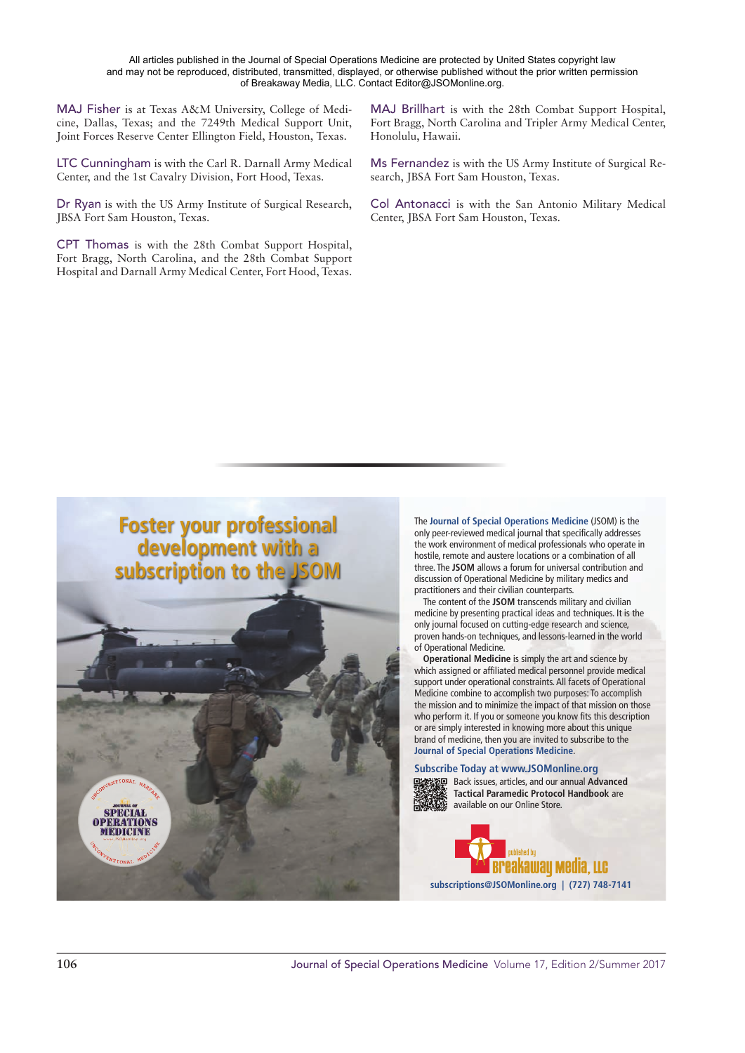All articles published in the Journal of Special Operations Medicine are protected by United States copyright law and may not be reproduced, distributed, transmitted, displayed, or otherwise published without the prior written permission of Breakaway Media, LLC. Contact Editor@JSOMonline.org.

MAJ Fisher is at Texas A&M University, College of Medicine, Dallas, Texas; and the 7249th Medical Support Unit, Joint Forces Reserve Center Ellington Field, Houston, Texas.

LTC Cunningham is with the Carl R. Darnall Army Medical Center, and the 1st Cavalry Division, Fort Hood, Texas.

Dr Ryan is with the US Army Institute of Surgical Research, JBSA Fort Sam Houston, Texas.

CPT Thomas is with the 28th Combat Support Hospital, Fort Bragg, North Carolina, and the 28th Combat Support Hospital and Darnall Army Medical Center, Fort Hood, Texas.

MAJ Brillhart is with the 28th Combat Support Hospital, Fort Bragg, North Carolina and Tripler Army Medical Center, Honolulu, Hawaii.

Ms Fernandez is with the US Army Institute of Surgical Research, JBSA Fort Sam Houston, Texas.

Col Antonacci is with the San Antonio Military Medical Center, JBSA Fort Sam Houston, Texas.

---

**Foster your professional development with a subscription to the JSOM**

The **Journal of Special Operations Medicine** (JSOM) is the only peer-reviewed medical journal that specifically addresses the work environment of medical professionals who operate in hostile, remote and austere locations or a combination of all three. The **JSOM** allows a forum for universal contribution and discussion of Operational Medicine by military medics and practitioners and their civilian counterparts.

The content of the **JSOM** transcends military and civilian medicine by presenting practical ideas and techniques. It is the only journal focused on cutting-edge research and science, proven hands-on techniques, and lessons-learned in the world of Operational Medicine.

**Operational Medicine** is simply the art and science by which assigned or affiliated medical personnel provide medical support under operational constraints. All facets of Operational Medicine combine to accomplish two purposes: To accomplish the mission and to minimize the impact of that mission on those who perform it. If you or someone you know fits this description or are simply interested in knowing more about this unique brand of medicine, then you are invited to subscribe to the **Journal of Special Operations Medicine**.

**Subscribe Today at www.JSOMonline.org**

Back issues, articles, and our annual **Advanced Tactical Paramedic Protocol Handbook** are available on our Online Store.

published by Breakaway Media, LLC

subscriptions@JSOMonline.org | (727) 748-7141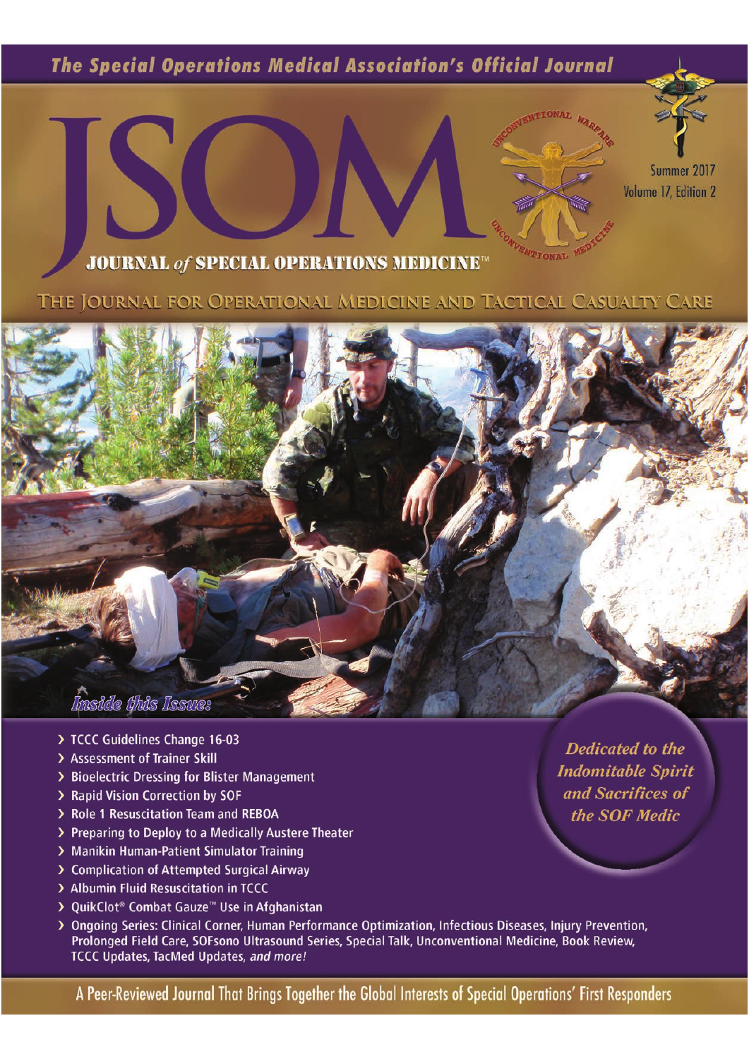The Special Operations Medical Association's Official Journal

# JSOM

## JOURNAL of SPECIAL OPERATIONS MEDICINE™

Summer 2017
Volume 17, Edition 2

THE JOURNAL FOR OPERATIONAL MEDICINE AND TACTICAL CASUALTY CARE

*Inside this Issue:*

- TCCC Guidelines Change 16-03
- Assessment of Trainer Skill
- Bioelectric Dressing for Blister Management
- Rapid Vision Correction by SOF
- Role 1 Resuscitation Team and REBOA
- Preparing to Deploy to a Medically Austere Theater
- Manikin Human-Patient Simulator Training
- Complication of Attempted Surgical Airway
- Albumin Fluid Resuscitation in TCCC
- QuikClot® Combat Gauze™ Use in Afghanistan
- Ongoing Series: Clinical Corner, Human Performance Optimization, Infectious Diseases, Injury Prevention, Prolonged Field Care, SOFsono Ultrasound Series, Special Talk, Unconventional Medicine, Book Review, TCCC Updates, TacMed Updates, *and more!*

*Dedicated to the Indomitable Spirit and Sacrifices of the SOF Medic*

A Peer-Reviewed Journal That Brings Together the Global Interests of Special Operations' First Responders